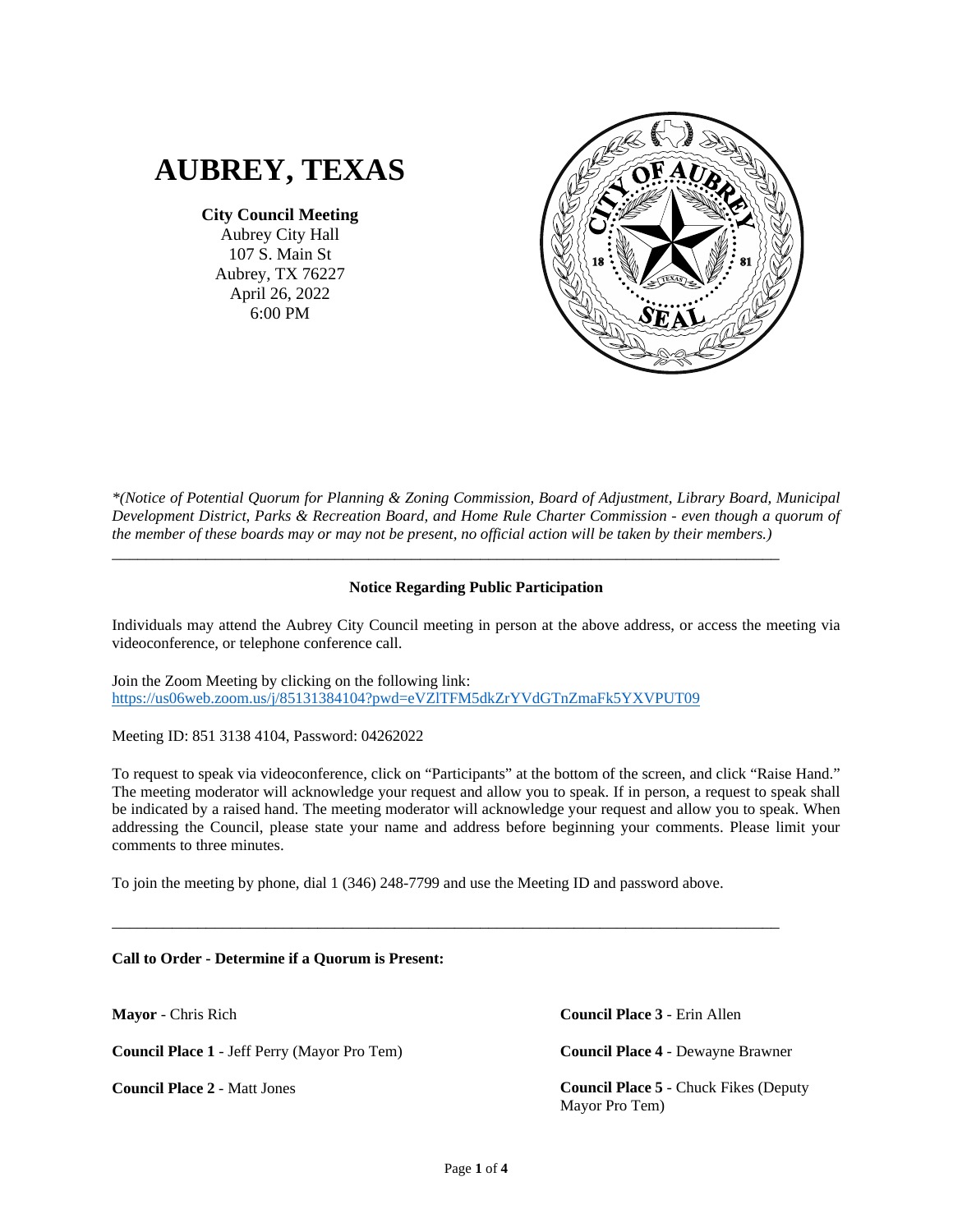# AUBREY, TEXAS

**City Council Meeting**
Aubrey City Hall
107 S. Main St
Aubrey, TX 76227
April 26, 2022
6:00 PM

*\*(Notice of Potential Quorum for Planning & Zoning Commission, Board of Adjustment, Library Board, Municipal Development District, Parks & Recreation Board, and Home Rule Charter Commission - even though a quorum of the member of these boards may or may not be present, no official action will be taken by their members.)*

---

**Notice Regarding Public Participation**

Individuals may attend the Aubrey City Council meeting in person at the above address, or access the meeting via videoconference, or telephone conference call.

Join the Zoom Meeting by clicking on the following link:
https://us06web.zoom.us/j/85131384104?pwd=eVZlTFM5dkZrYVdGTnZmaFk5YXVPUT09

Meeting ID: 851 3138 4104, Password: 04262022

To request to speak via videoconference, click on "Participants" at the bottom of the screen, and click "Raise Hand." The meeting moderator will acknowledge your request and allow you to speak. If in person, a request to speak shall be indicated by a raised hand. The meeting moderator will acknowledge your request and allow you to speak. When addressing the Council, please state your name and address before beginning your comments. Please limit your comments to three minutes.

To join the meeting by phone, dial 1 (346) 248-7799 and use the Meeting ID and password above.

---

**Call to Order - Determine if a Quorum is Present:**

**Mayor** - Chris Rich

**Council Place 1** - Jeff Perry (Mayor Pro Tem)

**Council Place 2** - Matt Jones

**Council Place 3** - Erin Allen

**Council Place 4** - Dewayne Brawner

**Council Place 5** - Chuck Fikes (Deputy Mayor Pro Tem)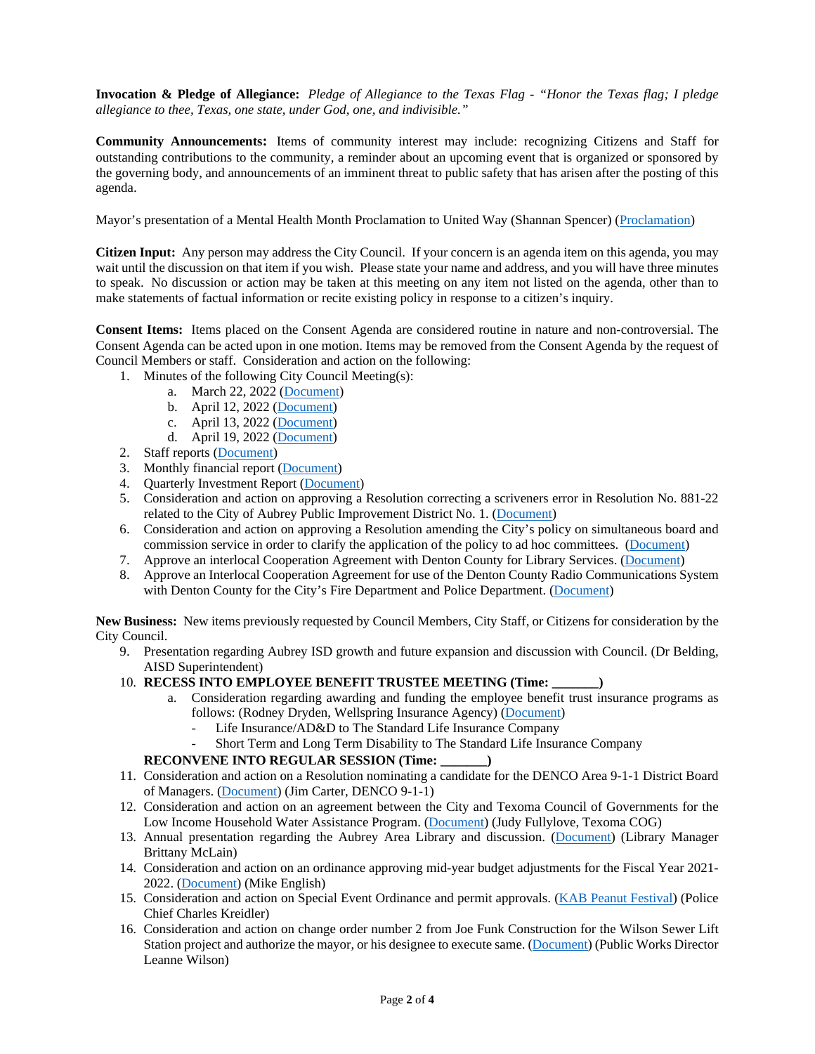**Invocation & Pledge of Allegiance:** *Pledge of Allegiance to the Texas Flag - "Honor the Texas flag; I pledge allegiance to thee, Texas, one state, under God, one, and indivisible."*

**Community Announcements:** Items of community interest may include: recognizing Citizens and Staff for outstanding contributions to the community, a reminder about an upcoming event that is organized or sponsored by the governing body, and announcements of an imminent threat to public safety that has arisen after the posting of this agenda.

Mayor's presentation of a Mental Health Month Proclamation to United Way (Shannan Spencer) (Proclamation)

**Citizen Input:** Any person may address the City Council. If your concern is an agenda item on this agenda, you may wait until the discussion on that item if you wish. Please state your name and address, and you will have three minutes to speak. No discussion or action may be taken at this meeting on any item not listed on the agenda, other than to make statements of factual information or recite existing policy in response to a citizen's inquiry.

**Consent Items:** Items placed on the Consent Agenda are considered routine in nature and non-controversial. The Consent Agenda can be acted upon in one motion. Items may be removed from the Consent Agenda by the request of Council Members or staff. Consideration and action on the following:

1. Minutes of the following City Council Meeting(s):
   a. March 22, 2022 (Document)
   b. April 12, 2022 (Document)
   c. April 13, 2022 (Document)
   d. April 19, 2022 (Document)
2. Staff reports (Document)
3. Monthly financial report (Document)
4. Quarterly Investment Report (Document)
5. Consideration and action on approving a Resolution correcting a scriveners error in Resolution No. 881-22 related to the City of Aubrey Public Improvement District No. 1. (Document)
6. Consideration and action on approving a Resolution amending the City's policy on simultaneous board and commission service in order to clarify the application of the policy to ad hoc committees. (Document)
7. Approve an interlocal Cooperation Agreement with Denton County for Library Services. (Document)
8. Approve an Interlocal Cooperation Agreement for use of the Denton County Radio Communications System with Denton County for the City's Fire Department and Police Department. (Document)

**New Business:** New items previously requested by Council Members, City Staff, or Citizens for consideration by the City Council.

9. Presentation regarding Aubrey ISD growth and future expansion and discussion with Council. (Dr Belding, AISD Superintendent)
10. **RECESS INTO EMPLOYEE BENEFIT TRUSTEE MEETING (Time: _______)**
    a. Consideration regarding awarding and funding the employee benefit trust insurance programs as follows: (Rodney Dryden, Wellspring Insurance Agency) (Document)
       - Life Insurance/AD&D to The Standard Life Insurance Company
       - Short Term and Long Term Disability to The Standard Life Insurance Company

    **RECONVENE INTO REGULAR SESSION (Time: _______)**
11. Consideration and action on a Resolution nominating a candidate for the DENCO Area 9-1-1 District Board of Managers. (Document) (Jim Carter, DENCO 9-1-1)
12. Consideration and action on an agreement between the City and Texoma Council of Governments for the Low Income Household Water Assistance Program. (Document) (Judy Fullylove, Texoma COG)
13. Annual presentation regarding the Aubrey Area Library and discussion. (Document) (Library Manager Brittany McLain)
14. Consideration and action on an ordinance approving mid-year budget adjustments for the Fiscal Year 2021-2022. (Document) (Mike English)
15. Consideration and action on Special Event Ordinance and permit approvals. (KAB Peanut Festival) (Police Chief Charles Kreidler)
16. Consideration and action on change order number 2 from Joe Funk Construction for the Wilson Sewer Lift Station project and authorize the mayor, or his designee to execute same. (Document) (Public Works Director Leanne Wilson)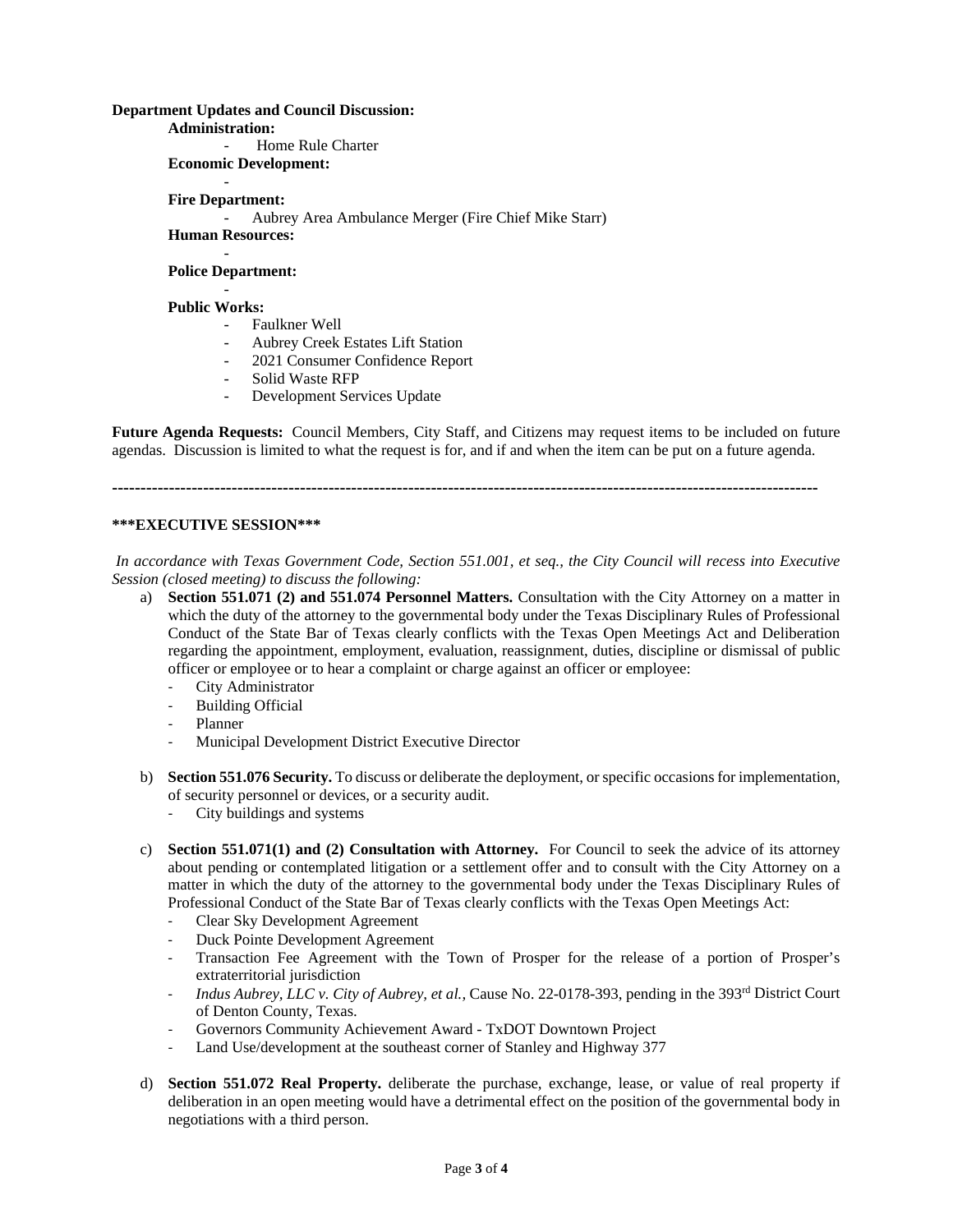**Department Updates and Council Discussion:**

**Administration:**

- Home Rule Charter

**Economic Development:**

-

**Fire Department:**

- Aubrey Area Ambulance Merger (Fire Chief Mike Starr)

**Human Resources:**

-

**Police Department:**

-

**Public Works:**

- Faulkner Well
- Aubrey Creek Estates Lift Station
- 2021 Consumer Confidence Report
- Solid Waste RFP
- Development Services Update

**Future Agenda Requests:** Council Members, City Staff, and Citizens may request items to be included on future agendas. Discussion is limited to what the request is for, and if and when the item can be put on a future agenda.

---

**\*\*\*EXECUTIVE SESSION\*\*\***

*In accordance with Texas Government Code, Section 551.001, et seq., the City Council will recess into Executive Session (closed meeting) to discuss the following:*

a) **Section 551.071 (2) and 551.074 Personnel Matters.** Consultation with the City Attorney on a matter in which the duty of the attorney to the governmental body under the Texas Disciplinary Rules of Professional Conduct of the State Bar of Texas clearly conflicts with the Texas Open Meetings Act and Deliberation regarding the appointment, employment, evaluation, reassignment, duties, discipline or dismissal of public officer or employee or to hear a complaint or charge against an officer or employee:
   - City Administrator
   - Building Official
   - Planner
   - Municipal Development District Executive Director

b) **Section 551.076 Security.** To discuss or deliberate the deployment, or specific occasions for implementation, of security personnel or devices, or a security audit.
   - City buildings and systems

c) **Section 551.071(1) and (2) Consultation with Attorney.** For Council to seek the advice of its attorney about pending or contemplated litigation or a settlement offer and to consult with the City Attorney on a matter in which the duty of the attorney to the governmental body under the Texas Disciplinary Rules of Professional Conduct of the State Bar of Texas clearly conflicts with the Texas Open Meetings Act:
   - Clear Sky Development Agreement
   - Duck Pointe Development Agreement
   - Transaction Fee Agreement with the Town of Prosper for the release of a portion of Prosper's extraterritorial jurisdiction
   - *Indus Aubrey, LLC v. City of Aubrey, et al.,* Cause No. 22-0178-393, pending in the 393rd District Court of Denton County, Texas.
   - Governors Community Achievement Award - TxDOT Downtown Project
   - Land Use/development at the southeast corner of Stanley and Highway 377

d) **Section 551.072 Real Property.** deliberate the purchase, exchange, lease, or value of real property if deliberation in an open meeting would have a detrimental effect on the position of the governmental body in negotiations with a third person.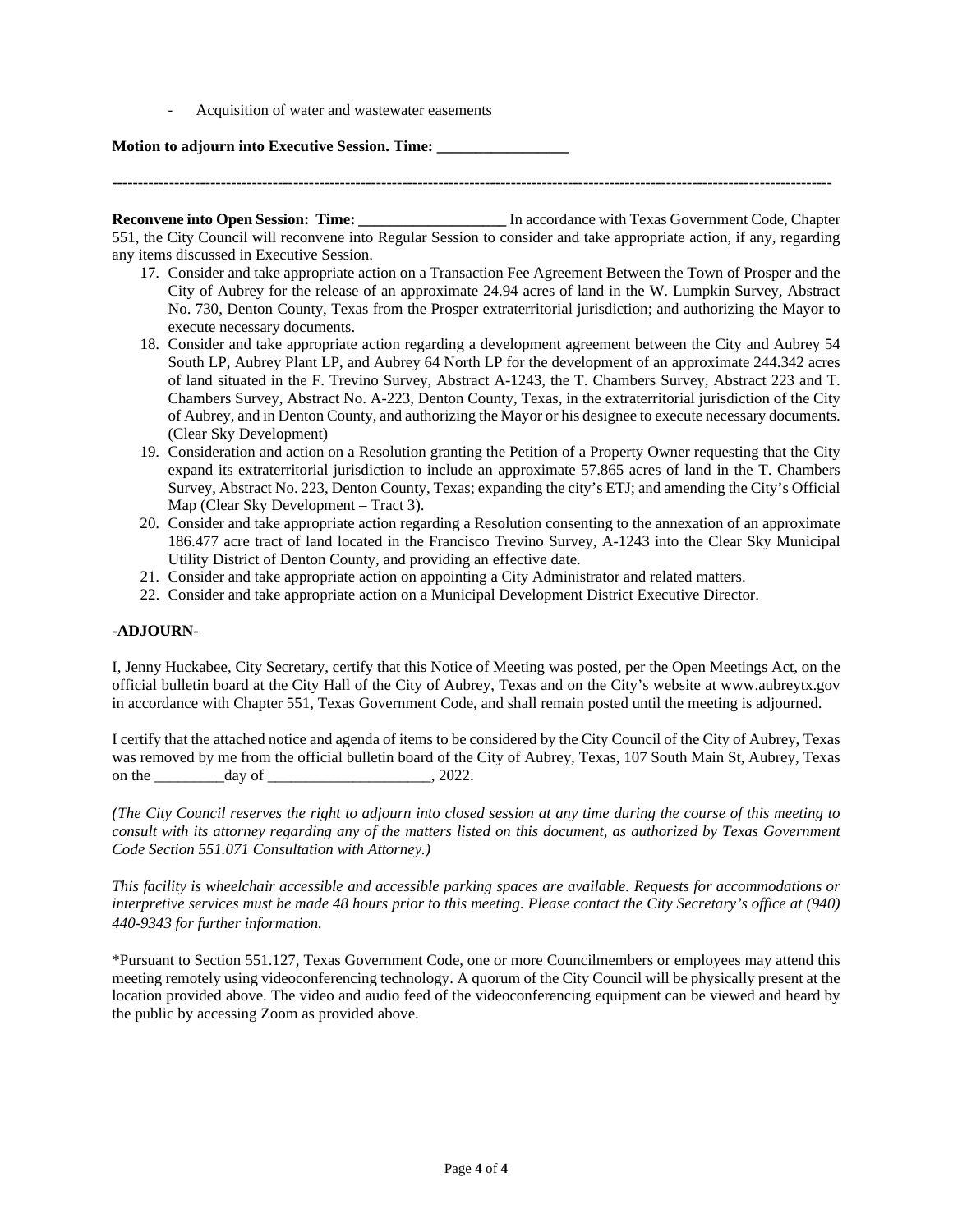- Acquisition of water and wastewater easements

**Motion to adjourn into Executive Session. Time: ________________**

---

**Reconvene into Open Session: Time: __________________** In accordance with Texas Government Code, Chapter 551, the City Council will reconvene into Regular Session to consider and take appropriate action, if any, regarding any items discussed in Executive Session.

17. Consider and take appropriate action on a Transaction Fee Agreement Between the Town of Prosper and the City of Aubrey for the release of an approximate 24.94 acres of land in the W. Lumpkin Survey, Abstract No. 730, Denton County, Texas from the Prosper extraterritorial jurisdiction; and authorizing the Mayor to execute necessary documents.
18. Consider and take appropriate action regarding a development agreement between the City and Aubrey 54 South LP, Aubrey Plant LP, and Aubrey 64 North LP for the development of an approximate 244.342 acres of land situated in the F. Trevino Survey, Abstract A-1243, the T. Chambers Survey, Abstract 223 and T. Chambers Survey, Abstract No. A-223, Denton County, Texas, in the extraterritorial jurisdiction of the City of Aubrey, and in Denton County, and authorizing the Mayor or his designee to execute necessary documents. (Clear Sky Development)
19. Consideration and action on a Resolution granting the Petition of a Property Owner requesting that the City expand its extraterritorial jurisdiction to include an approximate 57.865 acres of land in the T. Chambers Survey, Abstract No. 223, Denton County, Texas; expanding the city's ETJ; and amending the City's Official Map (Clear Sky Development – Tract 3).
20. Consider and take appropriate action regarding a Resolution consenting to the annexation of an approximate 186.477 acre tract of land located in the Francisco Trevino Survey, A-1243 into the Clear Sky Municipal Utility District of Denton County, and providing an effective date.
21. Consider and take appropriate action on appointing a City Administrator and related matters.
22. Consider and take appropriate action on a Municipal Development District Executive Director.

**-ADJOURN-**

I, Jenny Huckabee, City Secretary, certify that this Notice of Meeting was posted, per the Open Meetings Act, on the official bulletin board at the City Hall of the City of Aubrey, Texas and on the City's website at www.aubreytx.gov in accordance with Chapter 551, Texas Government Code, and shall remain posted until the meeting is adjourned.

I certify that the attached notice and agenda of items to be considered by the City Council of the City of Aubrey, Texas was removed by me from the official bulletin board of the City of Aubrey, Texas, 107 South Main St, Aubrey, Texas on the _________day of _____________________, 2022.

*(The City Council reserves the right to adjourn into closed session at any time during the course of this meeting to consult with its attorney regarding any of the matters listed on this document, as authorized by Texas Government Code Section 551.071 Consultation with Attorney.)*

*This facility is wheelchair accessible and accessible parking spaces are available. Requests for accommodations or interpretive services must be made 48 hours prior to this meeting. Please contact the City Secretary's office at (940) 440-9343 for further information.*

*Pursuant to Section 551.127, Texas Government Code, one or more Councilmembers or employees may attend this meeting remotely using videoconferencing technology. A quorum of the City Council will be physically present at the location provided above. The video and audio feed of the videoconferencing equipment can be viewed and heard by the public by accessing Zoom as provided above.